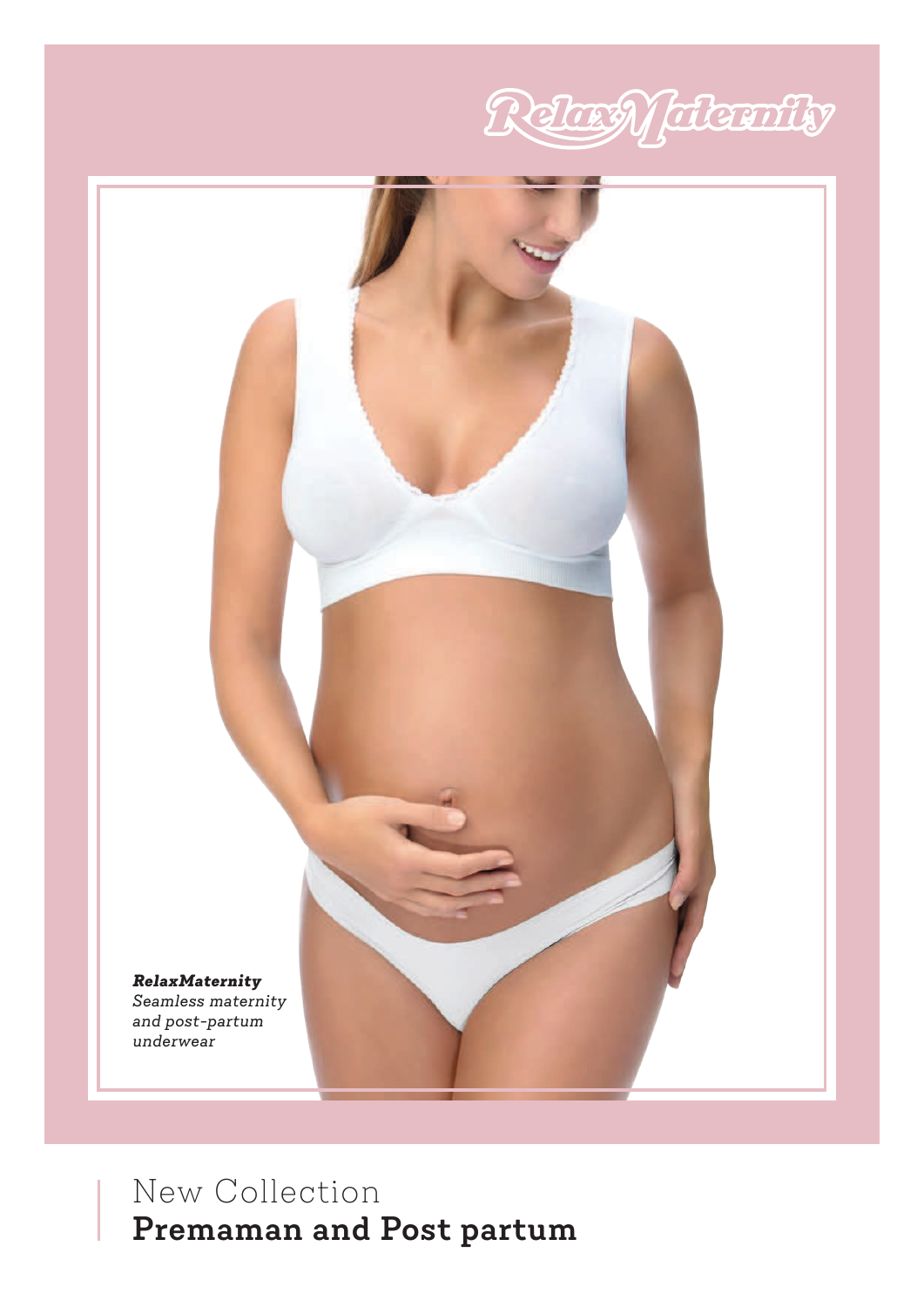# RelaxMaternity

***RelaxMaternity***
*Seamless maternity and post-partum underwear*

New Collection
**Premaman and Post partum**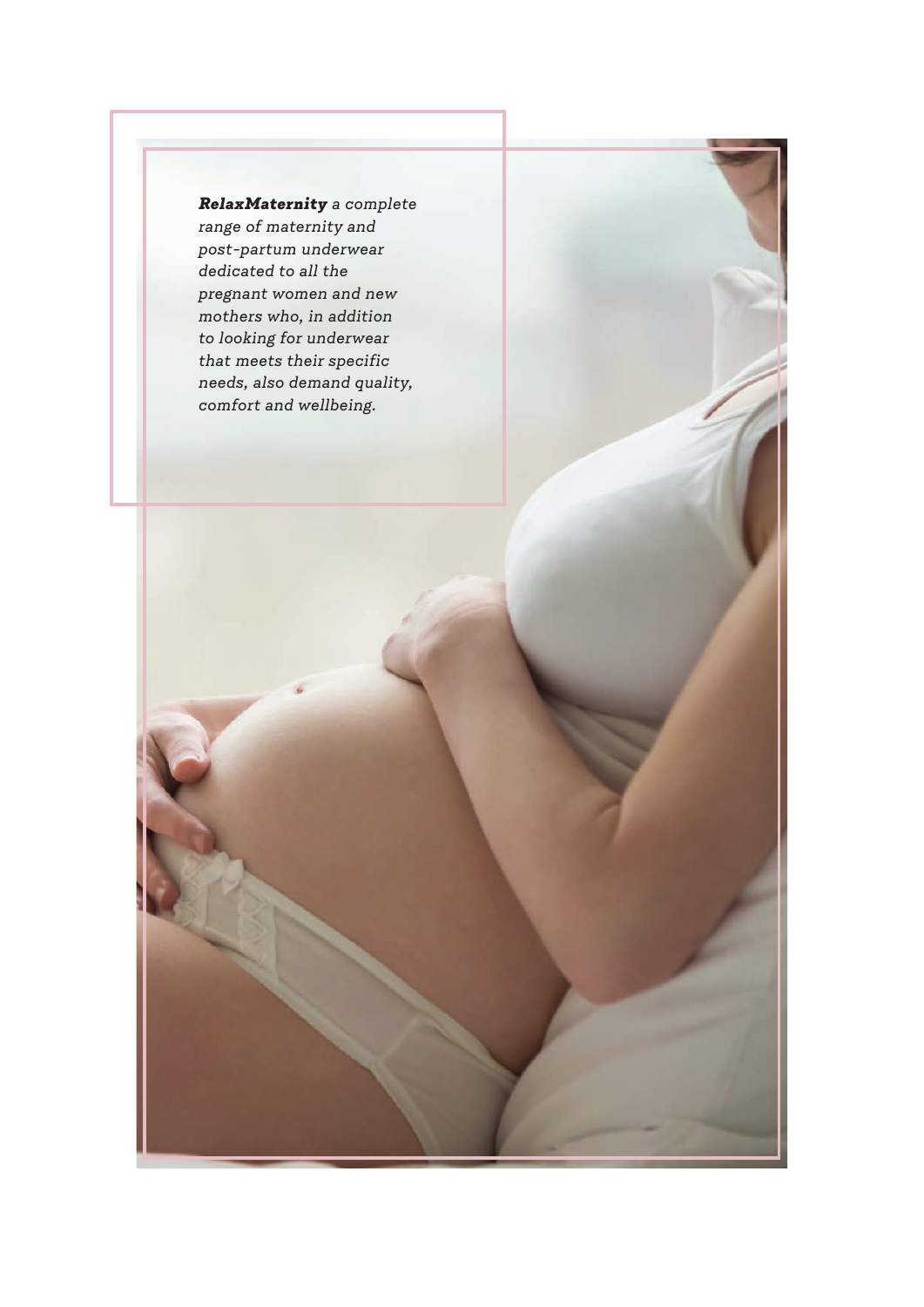***RelaxMaternity*** *a complete range of maternity and post-partum underwear dedicated to all the pregnant women and new mothers who, in addition to looking for underwear that meets their specific needs, also demand quality, comfort and wellbeing.*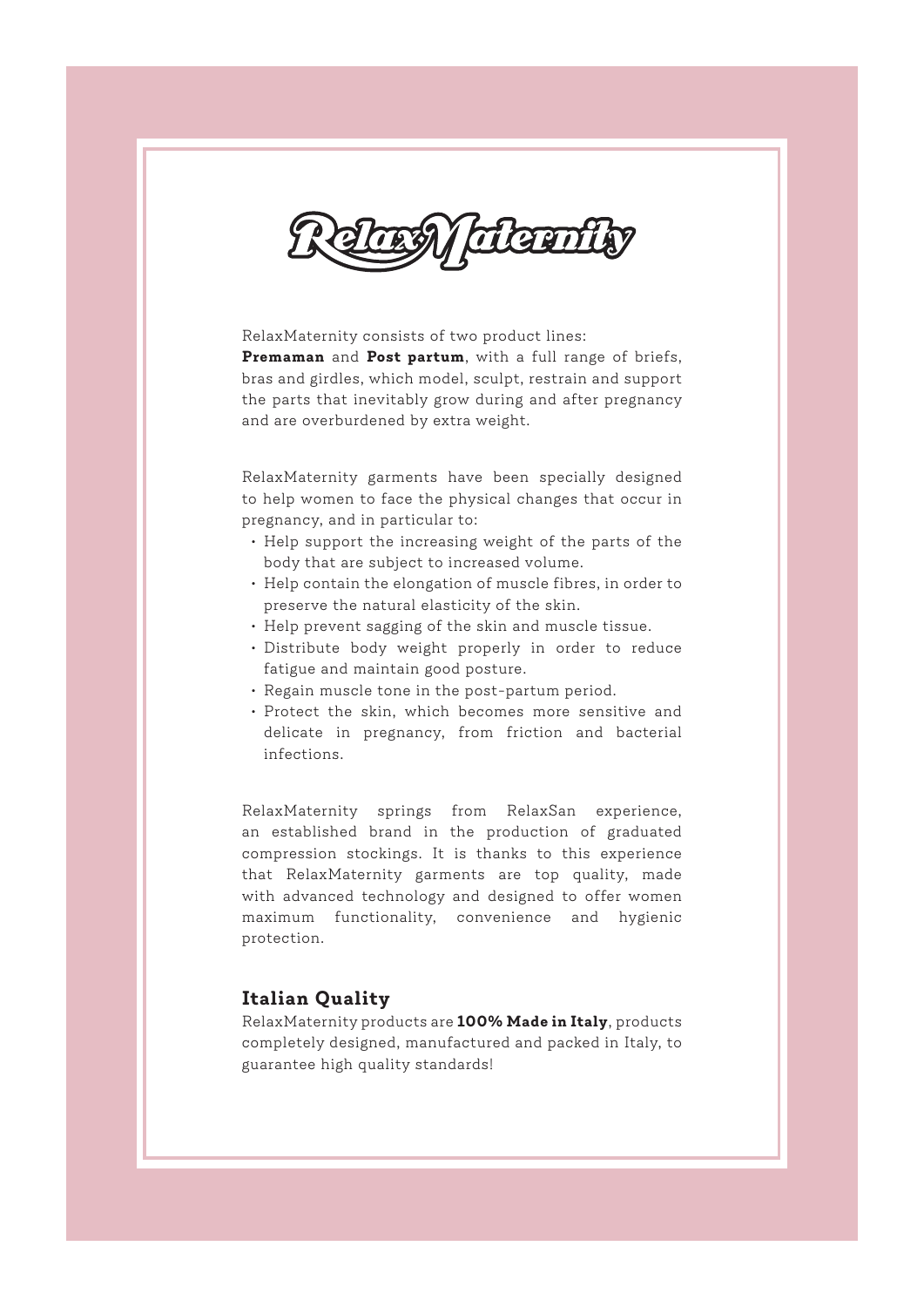# RelaxMaternity

RelaxMaternity consists of two product lines:
**Premaman** and **Post partum**, with a full range of briefs, bras and girdles, which model, sculpt, restrain and support the parts that inevitably grow during and after pregnancy and are overburdened by extra weight.

RelaxMaternity garments have been specially designed to help women to face the physical changes that occur in pregnancy, and in particular to:

- Help support the increasing weight of the parts of the body that are subject to increased volume.
- Help contain the elongation of muscle fibres, in order to preserve the natural elasticity of the skin.
- Help prevent sagging of the skin and muscle tissue.
- Distribute body weight properly in order to reduce fatigue and maintain good posture.
- Regain muscle tone in the post-partum period.
- Protect the skin, which becomes more sensitive and delicate in pregnancy, from friction and bacterial infections.

RelaxMaternity springs from RelaxSan experience, an established brand in the production of graduated compression stockings. It is thanks to this experience that RelaxMaternity garments are top quality, made with advanced technology and designed to offer women maximum functionality, convenience and hygienic protection.

## Italian Quality

RelaxMaternity products are **100% Made in Italy**, products completely designed, manufactured and packed in Italy, to guarantee high quality standards!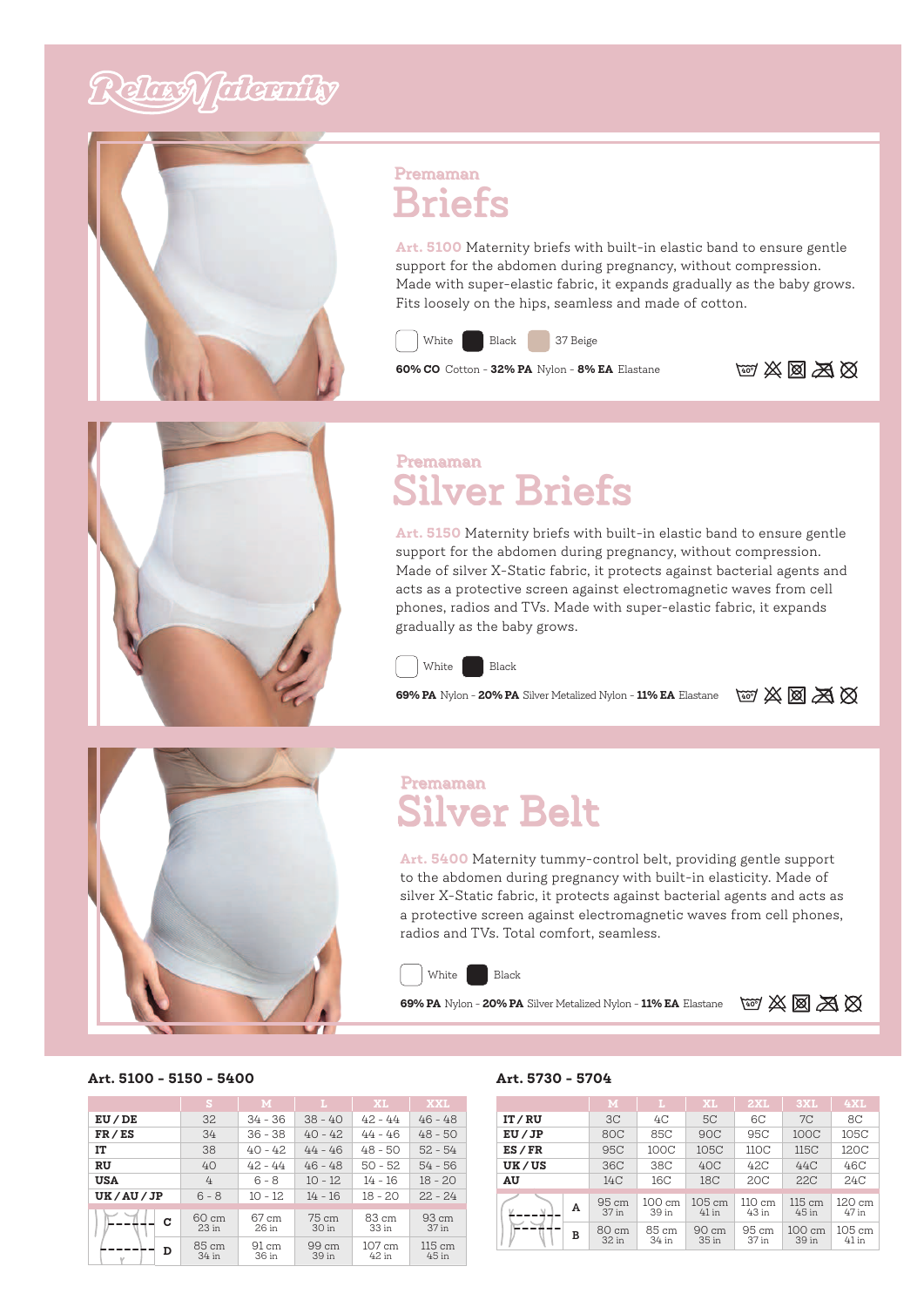# Relax Maternity

## Premaman
# Briefs

**Art. 5100** Maternity briefs with built-in elastic band to ensure gentle support for the abdomen during pregnancy, without compression. Made with super-elastic fabric, it expands gradually as the baby grows. Fits loosely on the hips, seamless and made of cotton.

White · Black · 37 Beige

**60% CO** Cotton - **32% PA** Nylon - **8% EA** Elastane

## Premaman
# Silver Briefs

**Art. 5150** Maternity briefs with built-in elastic band to ensure gentle support for the abdomen during pregnancy, without compression. Made of silver X-Static fabric, it protects against bacterial agents and acts as a protective screen against electromagnetic waves from cell phones, radios and TVs. Made with super-elastic fabric, it expands gradually as the baby grows.

White · Black

**69% PA** Nylon - **20% PA** Silver Metalized Nylon - **11% EA** Elastane

## Premaman
# Silver Belt

**Art. 5400** Maternity tummy-control belt, providing gentle support to the abdomen during pregnancy with built-in elasticity. Made of silver X-Static fabric, it protects against bacterial agents and acts as a protective screen against electromagnetic waves from cell phones, radios and TVs. Total comfort, seamless.

White · Black

**69% PA** Nylon - **20% PA** Silver Metalized Nylon - **11% EA** Elastane

### Art. 5100 - 5150 - 5400

| | S | M | L | XL | XXL |
|---|---|---|---|---|---|
| **EU / DE** | 32 | 34 - 36 | 38 - 40 | 42 - 44 | 46 - 48 |
| **FR / ES** | 34 | 36 - 38 | 40 - 42 | 44 - 46 | 48 - 50 |
| **IT** | 38 | 40 - 42 | 44 - 46 | 48 - 50 | 52 - 54 |
| **RU** | 40 | 42 - 44 | 46 - 48 | 50 - 52 | 54 - 56 |
| **USA** | 4 | 6 - 8 | 10 - 12 | 14 - 16 | 18 - 20 |
| **UK / AU / JP** | 6 - 8 | 10 - 12 | 14 - 16 | 18 - 20 | 22 - 24 |
| **C** | 60 cm / 23 in | 67 cm / 26 in | 75 cm / 30 in | 83 cm / 33 in | 93 cm / 37 in |
| **D** | 85 cm / 34 in | 91 cm / 36 in | 99 cm / 39 in | 107 cm / 42 in | 115 cm / 45 in |

### Art. 5730 - 5704

| | M | L | XL | 2XL | 3XL | 4XL |
|---|---|---|---|---|---|---|
| **IT / RU** | 3C | 4C | 5C | 6C | 7C | 8C |
| **EU / JP** | 80C | 85C | 90C | 95C | 100C | 105C |
| **ES / FR** | 95C | 100C | 105C | 110C | 115C | 120C |
| **UK / US** | 36C | 38C | 40C | 42C | 44C | 46C |
| **AU** | 14C | 16C | 18C | 20C | 22C | 24C |
| **A** | 95 cm / 37 in | 100 cm / 39 in | 105 cm / 41 in | 110 cm / 43 in | 115 cm / 45 in | 120 cm / 47 in |
| **B** | 80 cm / 32 in | 85 cm / 34 in | 90 cm / 35 in | 95 cm / 37 in | 100 cm / 39 in | 105 cm / 41 in |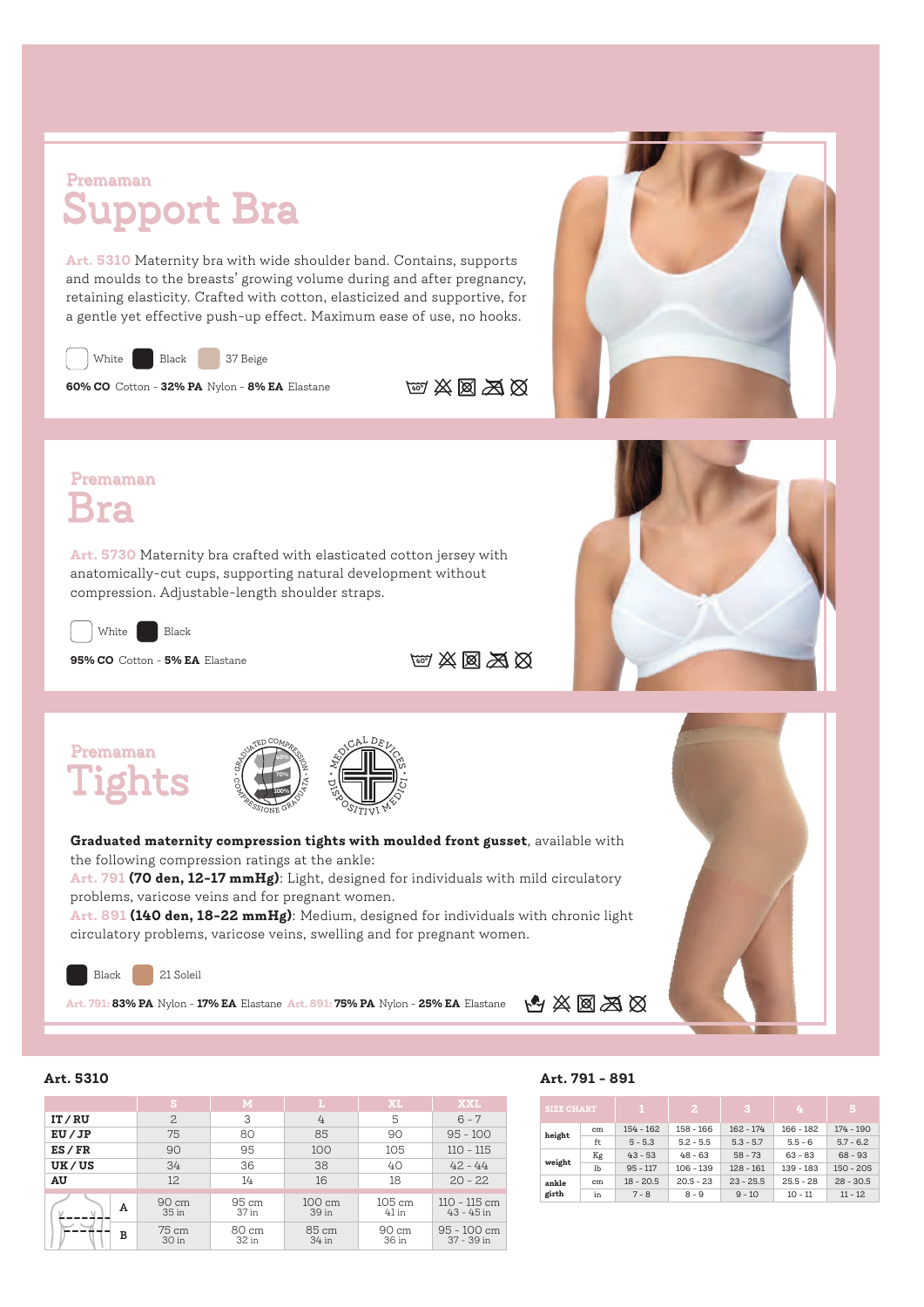## Premaman

# Support Bra

**Art. 5310** Maternity bra with wide shoulder band. Contains, supports and moulds to the breasts' growing volume during and after pregnancy, retaining elasticity. Crafted with cotton, elasticized and supportive, for a gentle yet effective push-up effect. Maximum ease of use, no hooks.

White · Black · 37 Beige

**60% CO** Cotton - **32% PA** Nylon - **8% EA** Elastane

## Premaman

# Bra

**Art. 5730** Maternity bra crafted with elasticated cotton jersey with anatomically-cut cups, supporting natural development without compression. Adjustable-length shoulder straps.

White · Black

**95% CO** Cotton - **5% EA** Elastane

## Premaman

# Tights

**Graduated maternity compression tights with moulded front gusset**, available with the following compression ratings at the ankle:

**Art. 791** **(70 den, 12-17 mmHg)**: Light, designed for individuals with mild circulatory problems, varicose veins and for pregnant women.

**Art. 891** **(140 den, 18-22 mmHg)**: Medium, designed for individuals with chronic light circulatory problems, varicose veins, swelling and for pregnant women.

Black · 21 Soleil

Art. 791: **83% PA** Nylon - **17% EA** Elastane Art. 891: **75% PA** Nylon - **25% EA** Elastane

### Art. 5310

| | | S | M | L | XL | XXL |
|---|---|---|---|---|---|---|
| **IT / RU** | | 2 | 3 | 4 | 5 | 6 - 7 |
| **EU / JP** | | 75 | 80 | 85 | 90 | 95 - 100 |
| **ES / FR** | | 90 | 95 | 100 | 105 | 110 - 115 |
| **UK / US** | | 34 | 36 | 38 | 40 | 42 - 44 |
| **AU** | | 12 | 14 | 16 | 18 | 20 - 22 |
| | **A** | 90 cm 35 in | 95 cm 37 in | 100 cm 39 in | 105 cm 41 in | 110 - 115 cm 43 - 45 in |
| | **B** | 75 cm 30 in | 80 cm 32 in | 85 cm 34 in | 90 cm 36 in | 95 - 100 cm 37 - 39 in |

### Art. 791 - 891

| SIZE CHART | | 1 | 2 | 3 | 4 | 5 |
|---|---|---|---|---|---|---|
| **height** | cm | 154 - 162 | 158 - 166 | 162 - 174 | 166 - 182 | 174 - 190 |
| | ft | 5 - 5.3 | 5.2 - 5.5 | 5.3 - 5.7 | 5.5 - 6 | 5.7 - 6.2 |
| **weight** | Kg | 43 - 53 | 48 - 63 | 58 - 73 | 63 - 83 | 68 - 93 |
| | lb | 95 - 117 | 106 - 139 | 128 - 161 | 139 - 183 | 150 - 205 |
| **ankle girth** | cm | 18 - 20.5 | 20.5 - 23 | 23 - 25.5 | 25.5 - 28 | 28 - 30.5 |
| | in | 7 - 8 | 8 - 9 | 9 - 10 | 10 - 11 | 11 - 12 |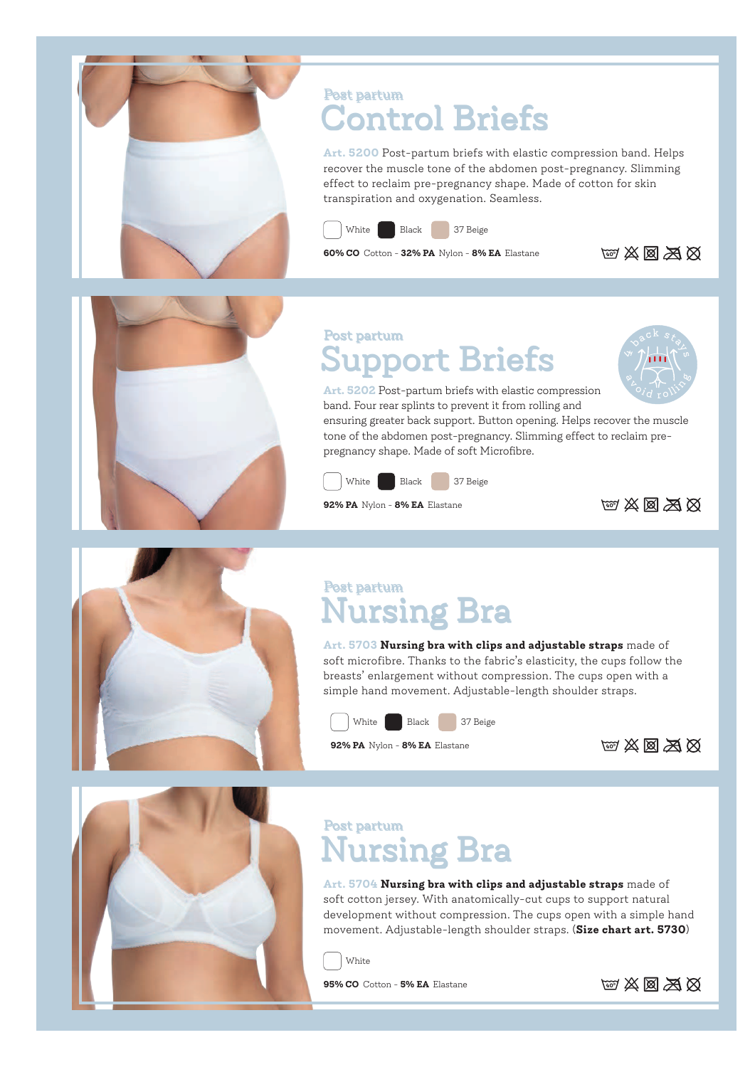Post partum

# Control Briefs

Art. 5200 Post-partum briefs with elastic compression band. Helps recover the muscle tone of the abdomen post-pregnancy. Slimming effect to reclaim pre-pregnancy shape. Made of cotton for skin transpiration and oxygenation. Seamless.

White · Black · 37 Beige

**60% CO** Cotton - **32% PA** Nylon - **8% EA** Elastane

Post partum

# Support Briefs

4 back stays · avoid rolling

Art. 5202 Post-partum briefs with elastic compression band. Four rear splints to prevent it from rolling and ensuring greater back support. Button opening. Helps recover the muscle tone of the abdomen post-pregnancy. Slimming effect to reclaim pre-pregnancy shape. Made of soft Microfibre.

White · Black · 37 Beige

**92% PA** Nylon - **8% EA** Elastane

Post partum

# Nursing Bra

Art. 5703 **Nursing bra with clips and adjustable straps** made of soft microfibre. Thanks to the fabric's elasticity, the cups follow the breasts' enlargement without compression. The cups open with a simple hand movement. Adjustable-length shoulder straps.

White · Black · 37 Beige

**92% PA** Nylon - **8% EA** Elastane

Post partum

# Nursing Bra

Art. 5704 **Nursing bra with clips and adjustable straps** made of soft cotton jersey. With anatomically-cut cups to support natural development without compression. The cups open with a simple hand movement. Adjustable-length shoulder straps. (**Size chart art. 5730**)

White

**95% CO** Cotton - **5% EA** Elastane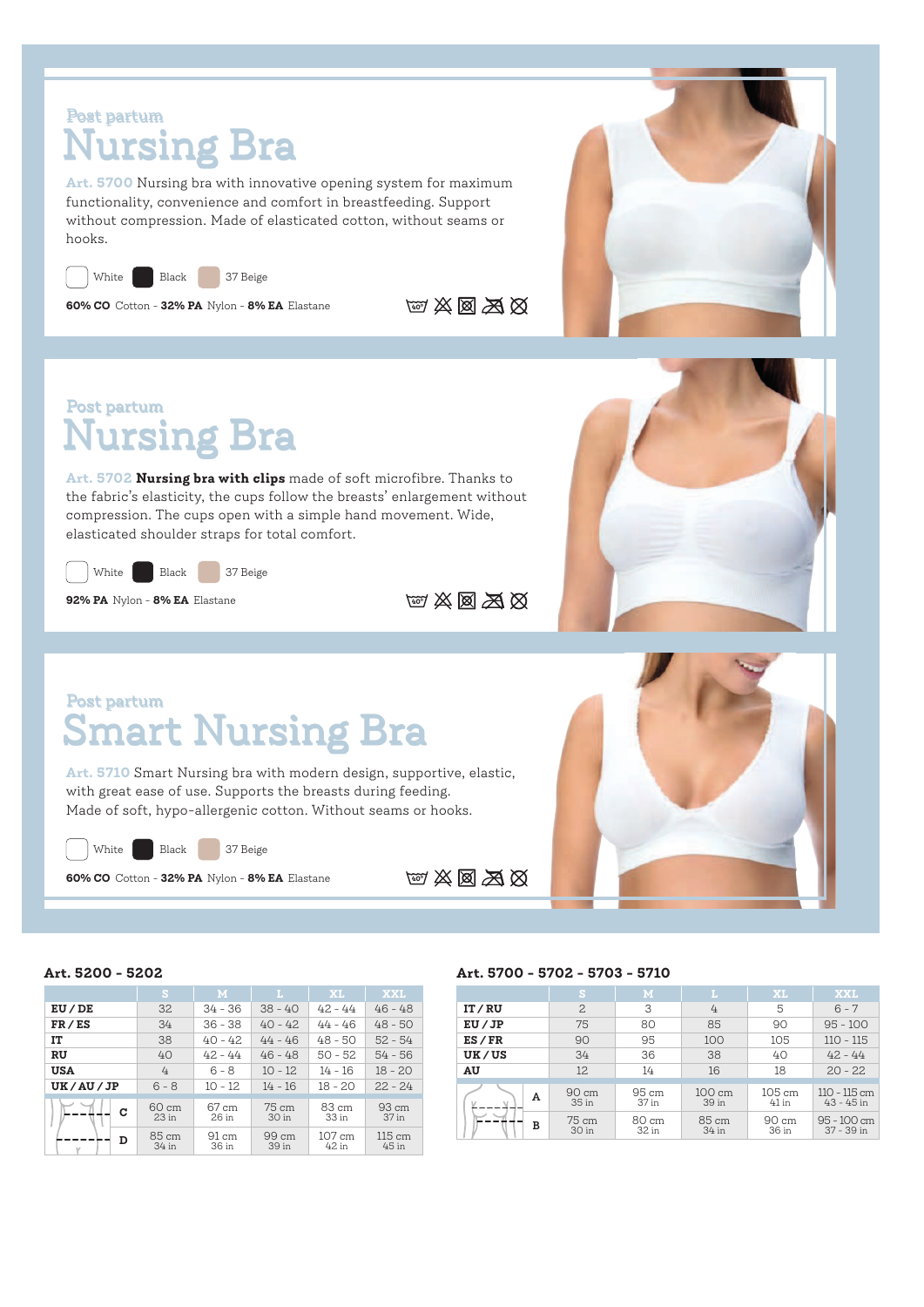Post partum

# Nursing Bra

**Art. 5700** Nursing bra with innovative opening system for maximum functionality, convenience and comfort in breastfeeding. Support without compression. Made of elasticated cotton, without seams or hooks.

White · Black · 37 Beige

**60% CO** Cotton - **32% PA** Nylon - **8% EA** Elastane

Post partum

# Nursing Bra

**Art. 5702** **Nursing bra with clips** made of soft microfibre. Thanks to the fabric's elasticity, the cups follow the breasts' enlargement without compression. The cups open with a simple hand movement. Wide, elasticated shoulder straps for total comfort.

White · Black · 37 Beige

**92% PA** Nylon - **8% EA** Elastane

Post partum

# Smart Nursing Bra

**Art. 5710** Smart Nursing bra with modern design, supportive, elastic, with great ease of use. Supports the breasts during feeding. Made of soft, hypo-allergenic cotton. Without seams or hooks.

White · Black · 37 Beige

**60% CO** Cotton - **32% PA** Nylon - **8% EA** Elastane

### Art. 5200 - 5202

| | S | M | L | XL | XXL |
|---|---|---|---|---|---|
| **EU / DE** | 32 | 34 - 36 | 38 - 40 | 42 - 44 | 46 - 48 |
| **FR / ES** | 34 | 36 - 38 | 40 - 42 | 44 - 46 | 48 - 50 |
| **IT** | 38 | 40 - 42 | 44 - 46 | 48 - 50 | 52 - 54 |
| **RU** | 40 | 42 - 44 | 46 - 48 | 50 - 52 | 54 - 56 |
| **USA** | 4 | 6 - 8 | 10 - 12 | 14 - 16 | 18 - 20 |
| **UK / AU / JP** | 6 - 8 | 10 - 12 | 14 - 16 | 18 - 20 | 22 - 24 |
| **C** | 60 cm 23 in | 67 cm 26 in | 75 cm 30 in | 83 cm 33 in | 93 cm 37 in |
| **D** | 85 cm 34 in | 91 cm 36 in | 99 cm 39 in | 107 cm 42 in | 115 cm 45 in |

### Art. 5700 - 5702 - 5703 - 5710

| | S | M | L | XL | XXL |
|---|---|---|---|---|---|
| **IT / RU** | 2 | 3 | 4 | 5 | 6 - 7 |
| **EU / JP** | 75 | 80 | 85 | 90 | 95 - 100 |
| **ES / FR** | 90 | 95 | 100 | 105 | 110 - 115 |
| **UK / US** | 34 | 36 | 38 | 40 | 42 - 44 |
| **AU** | 12 | 14 | 16 | 18 | 20 - 22 |
| **A** | 90 cm 35 in | 95 cm 37 in | 100 cm 39 in | 105 cm 41 in | 110 - 115 cm 43 - 45 in |
| **B** | 75 cm 30 in | 80 cm 32 in | 85 cm 34 in | 90 cm 36 in | 95 - 100 cm 37 - 39 in |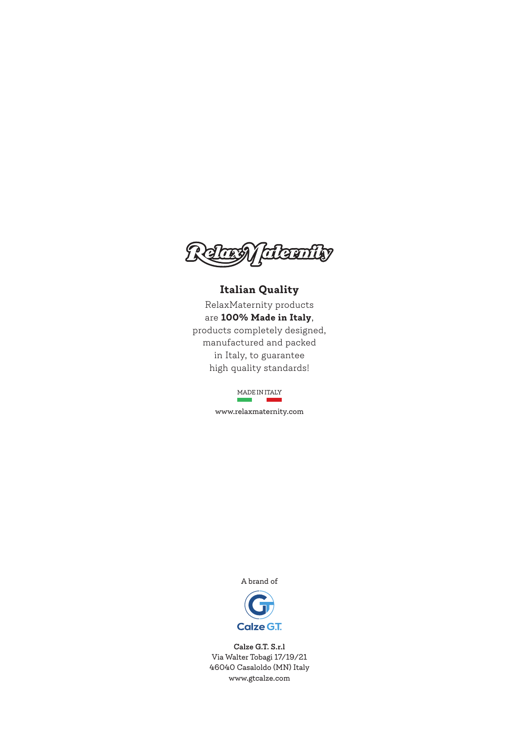RelaxMaternity

## Italian Quality

RelaxMaternity products
are **100% Made in Italy**,
products completely designed,
manufactured and packed
in Italy, to guarantee
high quality standards!

MADE IN ITALY

www.relaxmaternity.com

A brand of

Calze G.T.

**Calze G.T. S.r.l**
Via Walter Tobagi 17/19/21
46040 Casaloldo (MN) Italy
www.gtcalze.com